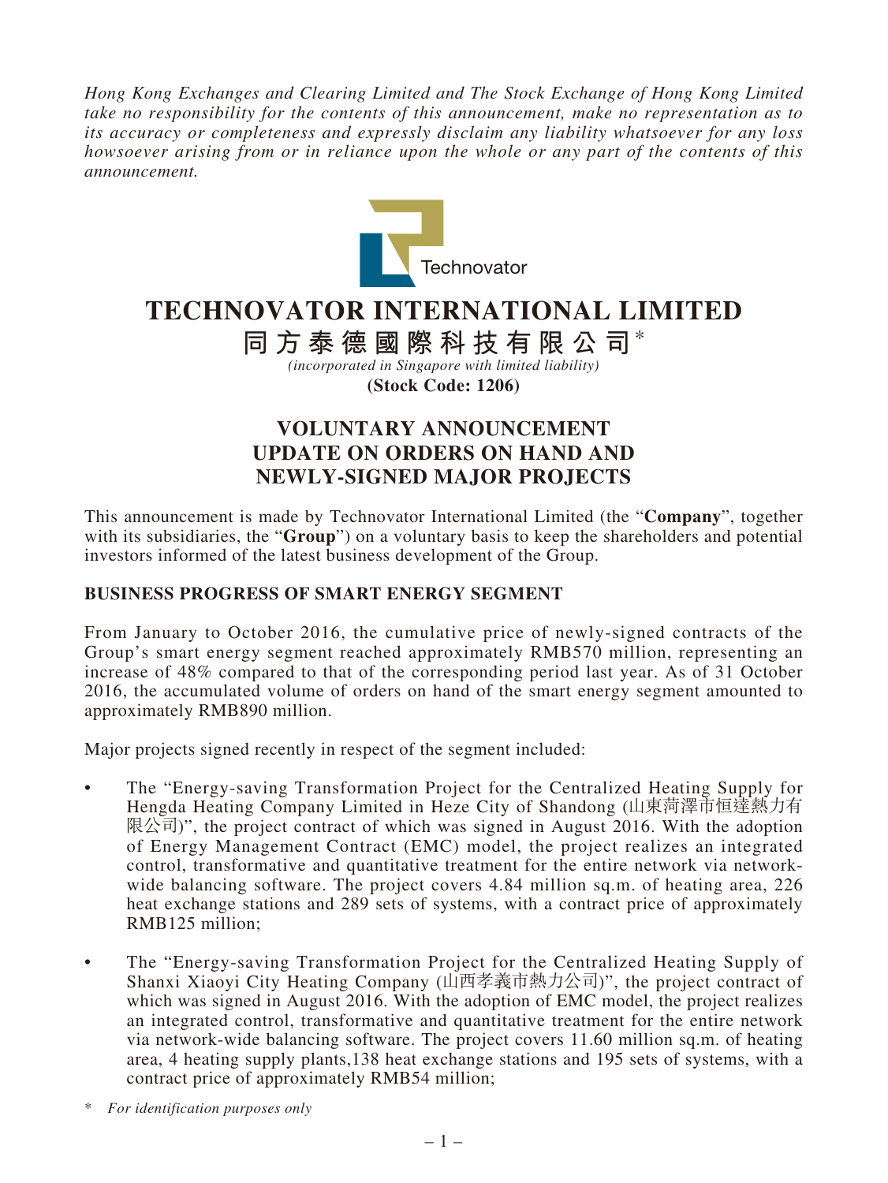*Hong Kong Exchanges and Clearing Limited and The Stock Exchange of Hong Kong Limited take no responsibility for the contents of this announcement, make no representation as to its accuracy or completeness and expressly disclaim any liability whatsoever for any loss howsoever arising from or in reliance upon the whole or any part of the contents of this announcement.*

Technovator

# TECHNOVATOR INTERNATIONAL LIMITED

# 同方泰德國際科技有限公司*

*(incorporated in Singapore with limited liability)*

**(Stock Code: 1206)**

## VOLUNTARY ANNOUNCEMENT UPDATE ON ORDERS ON HAND AND NEWLY-SIGNED MAJOR PROJECTS

This announcement is made by Technovator International Limited (the "**Company**", together with its subsidiaries, the "**Group**") on a voluntary basis to keep the shareholders and potential investors informed of the latest business development of the Group.

### BUSINESS PROGRESS OF SMART ENERGY SEGMENT

From January to October 2016, the cumulative price of newly-signed contracts of the Group's smart energy segment reached approximately RMB570 million, representing an increase of 48% compared to that of the corresponding period last year. As of 31 October 2016, the accumulated volume of orders on hand of the smart energy segment amounted to approximately RMB890 million.

Major projects signed recently in respect of the segment included:

- The "Energy-saving Transformation Project for the Centralized Heating Supply for Hengda Heating Company Limited in Heze City of Shandong (山東菏澤市恒達熱力有限公司)", the project contract of which was signed in August 2016. With the adoption of Energy Management Contract (EMC) model, the project realizes an integrated control, transformative and quantitative treatment for the entire network via network-wide balancing software. The project covers 4.84 million sq.m. of heating area, 226 heat exchange stations and 289 sets of systems, with a contract price of approximately RMB125 million;
- The "Energy-saving Transformation Project for the Centralized Heating Supply of Shanxi Xiaoyi City Heating Company (山西孝義市熱力公司)", the project contract of which was signed in August 2016. With the adoption of EMC model, the project realizes an integrated control, transformative and quantitative treatment for the entire network via network-wide balancing software. The project covers 11.60 million sq.m. of heating area, 4 heating supply plants,138 heat exchange stations and 195 sets of systems, with a contract price of approximately RMB54 million;

\* *For identification purposes only*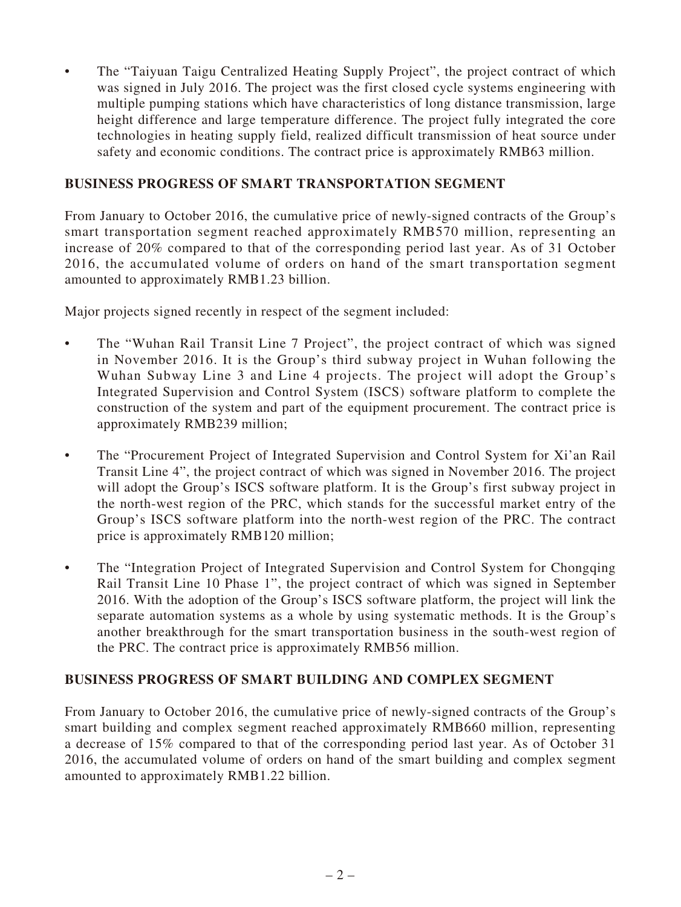- The "Taiyuan Taigu Centralized Heating Supply Project", the project contract of which was signed in July 2016. The project was the first closed cycle systems engineering with multiple pumping stations which have characteristics of long distance transmission, large height difference and large temperature difference. The project fully integrated the core technologies in heating supply field, realized difficult transmission of heat source under safety and economic conditions. The contract price is approximately RMB63 million.

## BUSINESS PROGRESS OF SMART TRANSPORTATION SEGMENT

From January to October 2016, the cumulative price of newly-signed contracts of the Group's smart transportation segment reached approximately RMB570 million, representing an increase of 20% compared to that of the corresponding period last year. As of 31 October 2016, the accumulated volume of orders on hand of the smart transportation segment amounted to approximately RMB1.23 billion.

Major projects signed recently in respect of the segment included:

- The "Wuhan Rail Transit Line 7 Project", the project contract of which was signed in November 2016. It is the Group's third subway project in Wuhan following the Wuhan Subway Line 3 and Line 4 projects. The project will adopt the Group's Integrated Supervision and Control System (ISCS) software platform to complete the construction of the system and part of the equipment procurement. The contract price is approximately RMB239 million;
- The "Procurement Project of Integrated Supervision and Control System for Xi'an Rail Transit Line 4", the project contract of which was signed in November 2016. The project will adopt the Group's ISCS software platform. It is the Group's first subway project in the north-west region of the PRC, which stands for the successful market entry of the Group's ISCS software platform into the north-west region of the PRC. The contract price is approximately RMB120 million;
- The "Integration Project of Integrated Supervision and Control System for Chongqing Rail Transit Line 10 Phase 1", the project contract of which was signed in September 2016. With the adoption of the Group's ISCS software platform, the project will link the separate automation systems as a whole by using systematic methods. It is the Group's another breakthrough for the smart transportation business in the south-west region of the PRC. The contract price is approximately RMB56 million.

## BUSINESS PROGRESS OF SMART BUILDING AND COMPLEX SEGMENT

From January to October 2016, the cumulative price of newly-signed contracts of the Group's smart building and complex segment reached approximately RMB660 million, representing a decrease of 15% compared to that of the corresponding period last year. As of October 31 2016, the accumulated volume of orders on hand of the smart building and complex segment amounted to approximately RMB1.22 billion.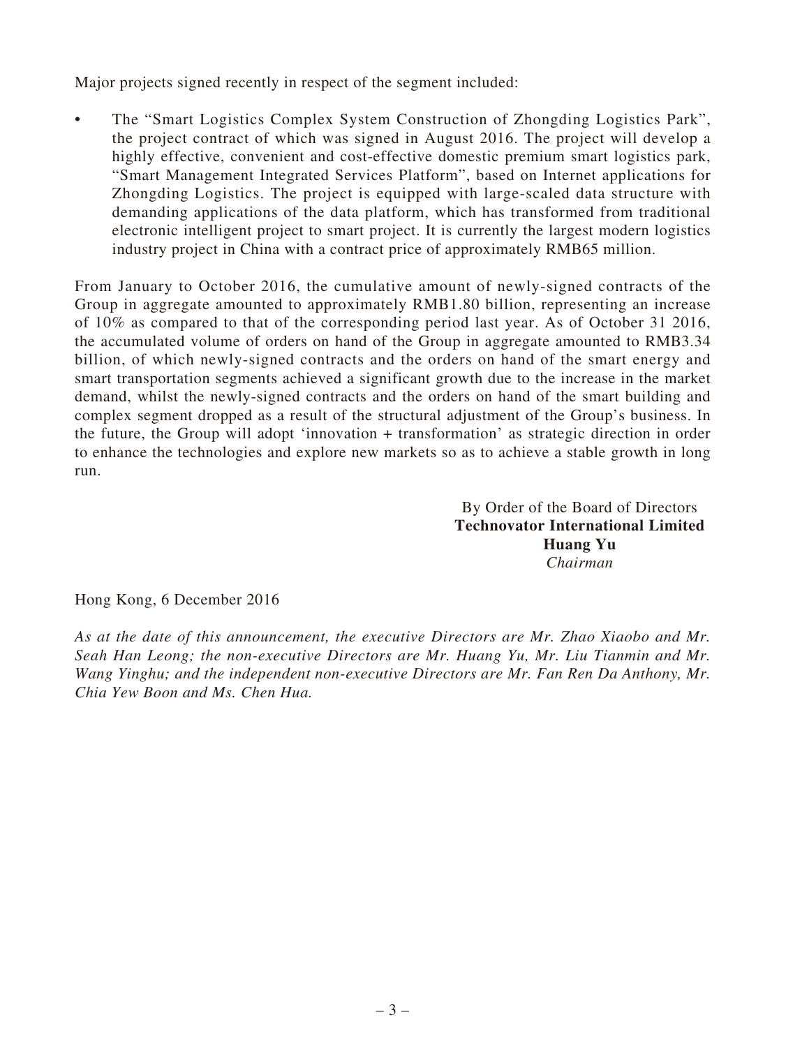Major projects signed recently in respect of the segment included:

- The "Smart Logistics Complex System Construction of Zhongding Logistics Park", the project contract of which was signed in August 2016. The project will develop a highly effective, convenient and cost-effective domestic premium smart logistics park, "Smart Management Integrated Services Platform", based on Internet applications for Zhongding Logistics. The project is equipped with large-scaled data structure with demanding applications of the data platform, which has transformed from traditional electronic intelligent project to smart project. It is currently the largest modern logistics industry project in China with a contract price of approximately RMB65 million.

From January to October 2016, the cumulative amount of newly-signed contracts of the Group in aggregate amounted to approximately RMB1.80 billion, representing an increase of 10% as compared to that of the corresponding period last year. As of October 31 2016, the accumulated volume of orders on hand of the Group in aggregate amounted to RMB3.34 billion, of which newly-signed contracts and the orders on hand of the smart energy and smart transportation segments achieved a significant growth due to the increase in the market demand, whilst the newly-signed contracts and the orders on hand of the smart building and complex segment dropped as a result of the structural adjustment of the Group's business. In the future, the Group will adopt 'innovation + transformation' as strategic direction in order to enhance the technologies and explore new markets so as to achieve a stable growth in long run.

By Order of the Board of Directors
**Technovator International Limited**
**Huang Yu**
*Chairman*

Hong Kong, 6 December 2016

*As at the date of this announcement, the executive Directors are Mr. Zhao Xiaobo and Mr. Seah Han Leong; the non-executive Directors are Mr. Huang Yu, Mr. Liu Tianmin and Mr. Wang Yinghu; and the independent non-executive Directors are Mr. Fan Ren Da Anthony, Mr. Chia Yew Boon and Ms. Chen Hua.*